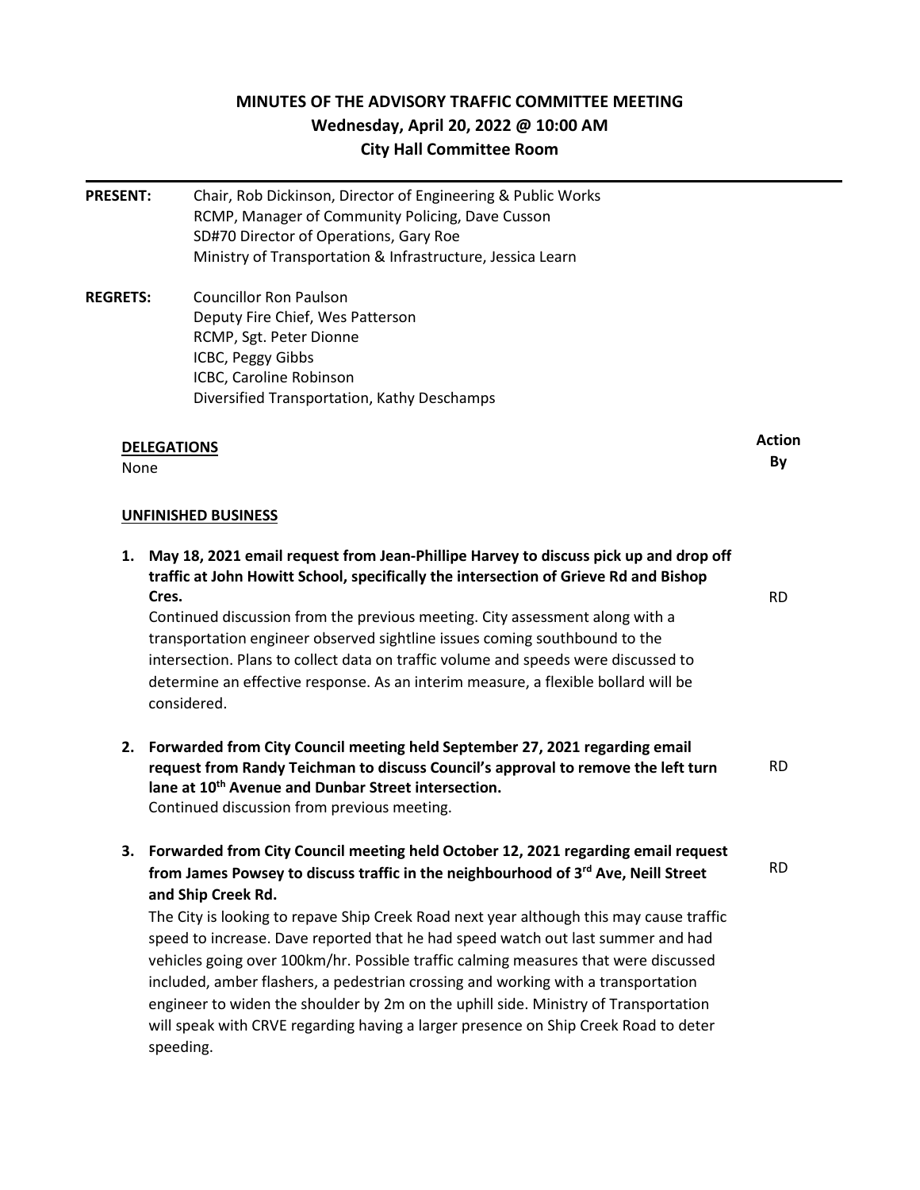# MINUTES OF THE ADVISORY TRAFFIC COMMITTEE MEETING
## Wednesday, April 20, 2022 @ 10:00 AM
## City Hall Committee Room

---

**PRESENT:**
Chair, Rob Dickinson, Director of Engineering & Public Works
RCMP, Manager of Community Policing, Dave Cusson
SD#70 Director of Operations, Gary Roe
Ministry of Transportation & Infrastructure, Jessica Learn

**REGRETS:**
Councillor Ron Paulson
Deputy Fire Chief, Wes Patterson
RCMP, Sgt. Peter Dionne
ICBC, Peggy Gibbs
ICBC, Caroline Robinson
Diversified Transportation, Kathy Deschamps

**Action By**

**DELEGATIONS**

None

**UNFINISHED BUSINESS**

1. **May 18, 2021 email request from Jean-Phillipe Harvey to discuss pick up and drop off traffic at John Howitt School, specifically the intersection of Grieve Rd and Bishop Cres.** — RD

   Continued discussion from the previous meeting. City assessment along with a transportation engineer observed sightline issues coming southbound to the intersection. Plans to collect data on traffic volume and speeds were discussed to determine an effective response. As an interim measure, a flexible bollard will be considered.

2. **Forwarded from City Council meeting held September 27, 2021 regarding email request from Randy Teichman to discuss Council's approval to remove the left turn lane at 10th Avenue and Dunbar Street intersection.** — RD

   Continued discussion from previous meeting.

3. **Forwarded from City Council meeting held October 12, 2021 regarding email request from James Powsey to discuss traffic in the neighbourhood of 3rd Ave, Neill Street and Ship Creek Rd.** — RD

   The City is looking to repave Ship Creek Road next year although this may cause traffic speed to increase. Dave reported that he had speed watch out last summer and had vehicles going over 100km/hr. Possible traffic calming measures that were discussed included, amber flashers, a pedestrian crossing and working with a transportation engineer to widen the shoulder by 2m on the uphill side. Ministry of Transportation will speak with CRVE regarding having a larger presence on Ship Creek Road to deter speeding.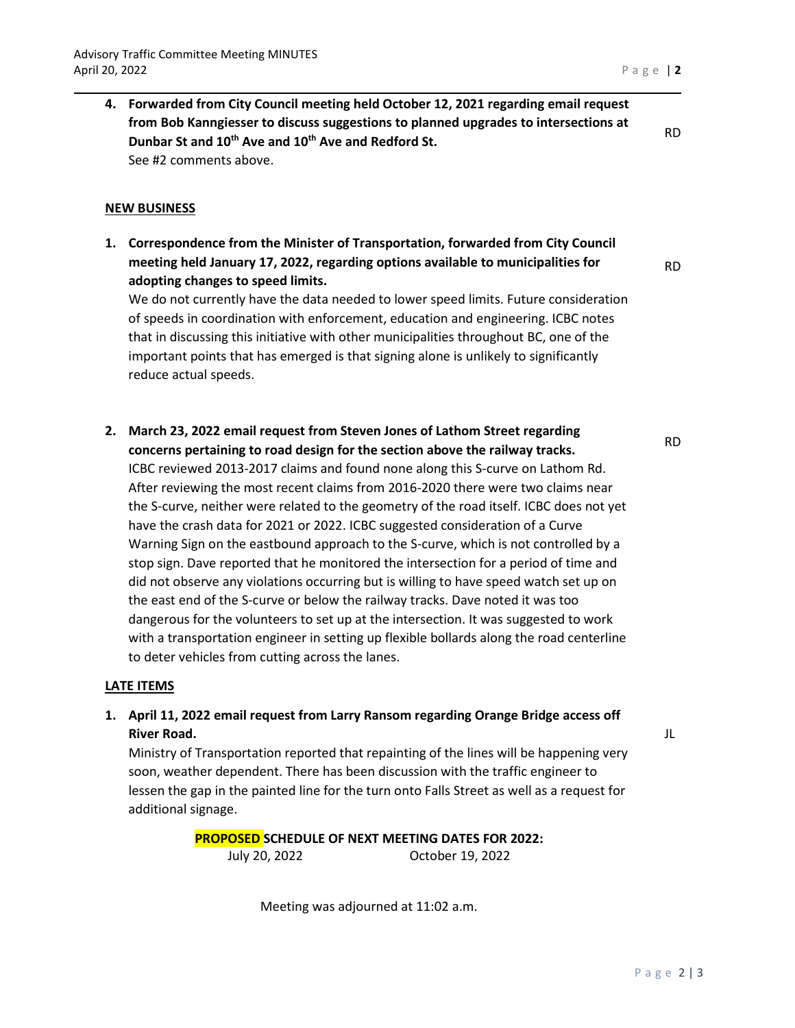**4. Forwarded from City Council meeting held October 12, 2021 regarding email request from Bob Kanngiesser to discuss suggestions to planned upgrades to intersections at Dunbar St and 10th Ave and 10th Ave and Redford St.** RD

See #2 comments above.

**NEW BUSINESS**

**1. Correspondence from the Minister of Transportation, forwarded from City Council meeting held January 17, 2022, regarding options available to municipalities for adopting changes to speed limits.** RD

We do not currently have the data needed to lower speed limits. Future consideration of speeds in coordination with enforcement, education and engineering. ICBC notes that in discussing this initiative with other municipalities throughout BC, one of the important points that has emerged is that signing alone is unlikely to significantly reduce actual speeds.

**2. March 23, 2022 email request from Steven Jones of Lathom Street regarding concerns pertaining to road design for the section above the railway tracks.** RD

ICBC reviewed 2013-2017 claims and found none along this S-curve on Lathom Rd. After reviewing the most recent claims from 2016-2020 there were two claims near the S-curve, neither were related to the geometry of the road itself. ICBC does not yet have the crash data for 2021 or 2022. ICBC suggested consideration of a Curve Warning Sign on the eastbound approach to the S-curve, which is not controlled by a stop sign. Dave reported that he monitored the intersection for a period of time and did not observe any violations occurring but is willing to have speed watch set up on the east end of the S-curve or below the railway tracks. Dave noted it was too dangerous for the volunteers to set up at the intersection. It was suggested to work with a transportation engineer in setting up flexible bollards along the road centerline to deter vehicles from cutting across the lanes.

**LATE ITEMS**

**1. April 11, 2022 email request from Larry Ransom regarding Orange Bridge access off River Road.** JL

Ministry of Transportation reported that repainting of the lines will be happening very soon, weather dependent. There has been discussion with the traffic engineer to lessen the gap in the painted line for the turn onto Falls Street as well as a request for additional signage.

**PROPOSED SCHEDULE OF NEXT MEETING DATES FOR 2022:**

July 20, 2022 October 19, 2022

Meeting was adjourned at 11:02 a.m.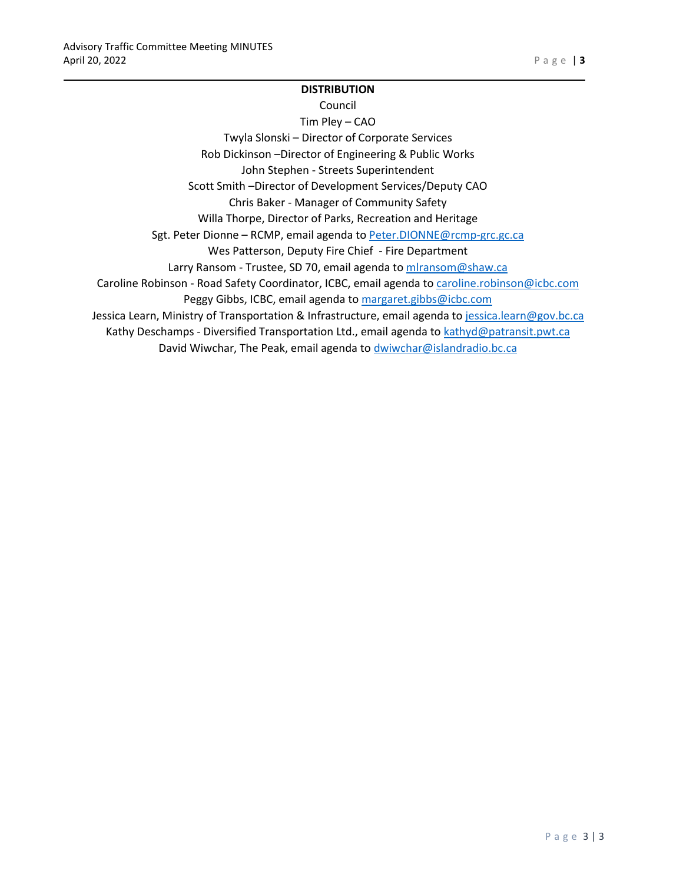**DISTRIBUTION**

Council

Tim Pley – CAO

Twyla Slonski – Director of Corporate Services

Rob Dickinson –Director of Engineering & Public Works

John Stephen - Streets Superintendent

Scott Smith –Director of Development Services/Deputy CAO

Chris Baker - Manager of Community Safety

Willa Thorpe, Director of Parks, Recreation and Heritage

Sgt. Peter Dionne – RCMP, email agenda to Peter.DIONNE@rcmp-grc.gc.ca

Wes Patterson, Deputy Fire Chief - Fire Department

Larry Ransom - Trustee, SD 70, email agenda to mlransom@shaw.ca

Caroline Robinson - Road Safety Coordinator, ICBC, email agenda to caroline.robinson@icbc.com

Peggy Gibbs, ICBC, email agenda to margaret.gibbs@icbc.com

Jessica Learn, Ministry of Transportation & Infrastructure, email agenda to jessica.learn@gov.bc.ca

Kathy Deschamps - Diversified Transportation Ltd., email agenda to kathyd@patransit.pwt.ca

David Wiwchar, The Peak, email agenda to dwiwchar@islandradio.bc.ca